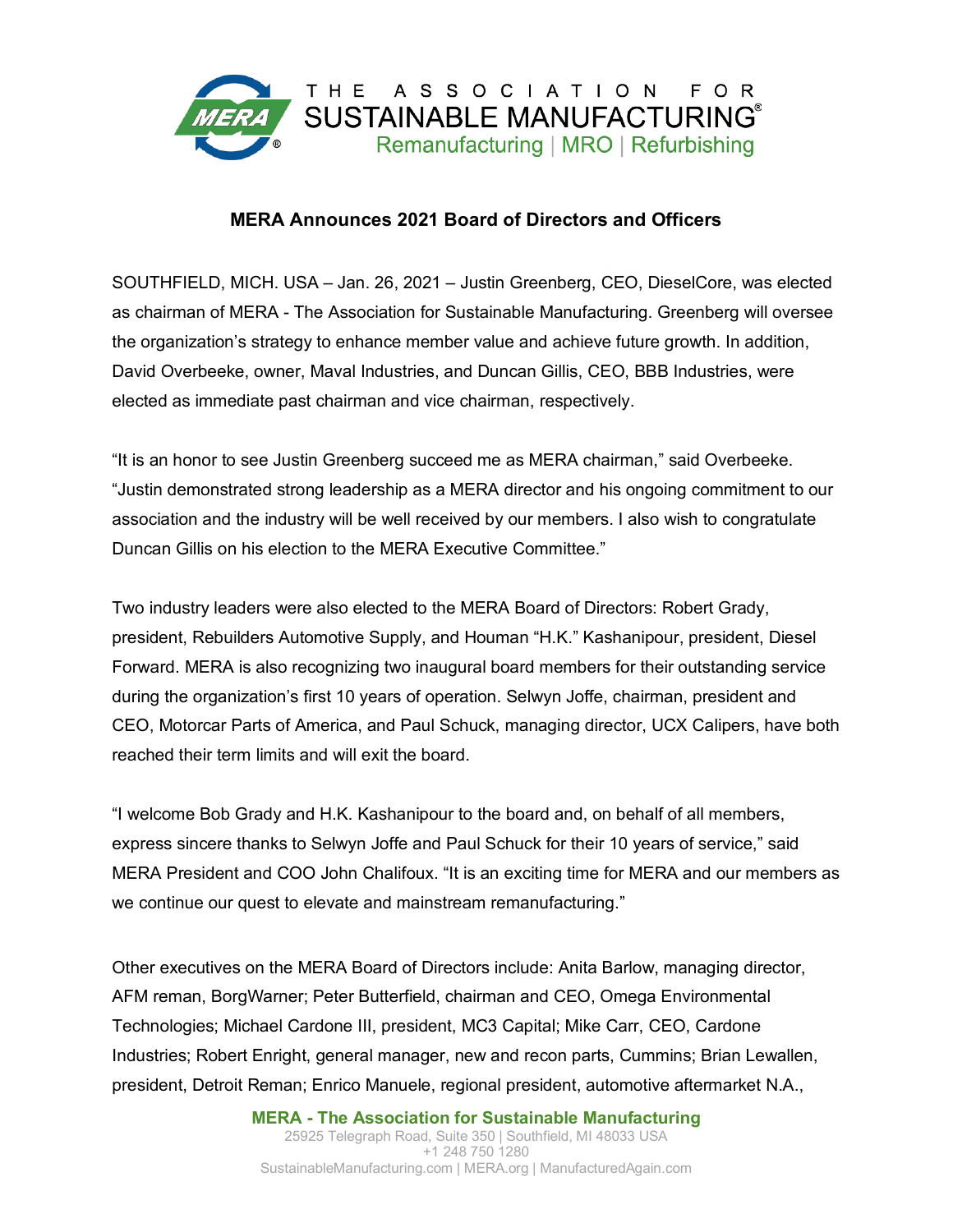THE ASSOCIATION FOR
SUSTAINABLE MANUFACTURING®
Remanufacturing | MRO | Refurbishing

## MERA Announces 2021 Board of Directors and Officers

SOUTHFIELD, MICH. USA – Jan. 26, 2021 – Justin Greenberg, CEO, DieselCore, was elected as chairman of MERA - The Association for Sustainable Manufacturing. Greenberg will oversee the organization's strategy to enhance member value and achieve future growth. In addition, David Overbeeke, owner, Maval Industries, and Duncan Gillis, CEO, BBB Industries, were elected as immediate past chairman and vice chairman, respectively.

"It is an honor to see Justin Greenberg succeed me as MERA chairman," said Overbeeke. "Justin demonstrated strong leadership as a MERA director and his ongoing commitment to our association and the industry will be well received by our members. I also wish to congratulate Duncan Gillis on his election to the MERA Executive Committee."

Two industry leaders were also elected to the MERA Board of Directors: Robert Grady, president, Rebuilders Automotive Supply, and Houman "H.K." Kashanipour, president, Diesel Forward. MERA is also recognizing two inaugural board members for their outstanding service during the organization's first 10 years of operation. Selwyn Joffe, chairman, president and CEO, Motorcar Parts of America, and Paul Schuck, managing director, UCX Calipers, have both reached their term limits and will exit the board.

"I welcome Bob Grady and H.K. Kashanipour to the board and, on behalf of all members, express sincere thanks to Selwyn Joffe and Paul Schuck for their 10 years of service," said MERA President and COO John Chalifoux. "It is an exciting time for MERA and our members as we continue our quest to elevate and mainstream remanufacturing."

Other executives on the MERA Board of Directors include: Anita Barlow, managing director, AFM reman, BorgWarner; Peter Butterfield, chairman and CEO, Omega Environmental Technologies; Michael Cardone III, president, MC3 Capital; Mike Carr, CEO, Cardone Industries; Robert Enright, general manager, new and recon parts, Cummins; Brian Lewallen, president, Detroit Reman; Enrico Manuele, regional president, automotive aftermarket N.A.,

**MERA - The Association for Sustainable Manufacturing**
25925 Telegraph Road, Suite 350 | Southfield, MI 48033 USA
+1 248 750 1280
SustainableManufacturing.com | MERA.org | ManufacturedAgain.com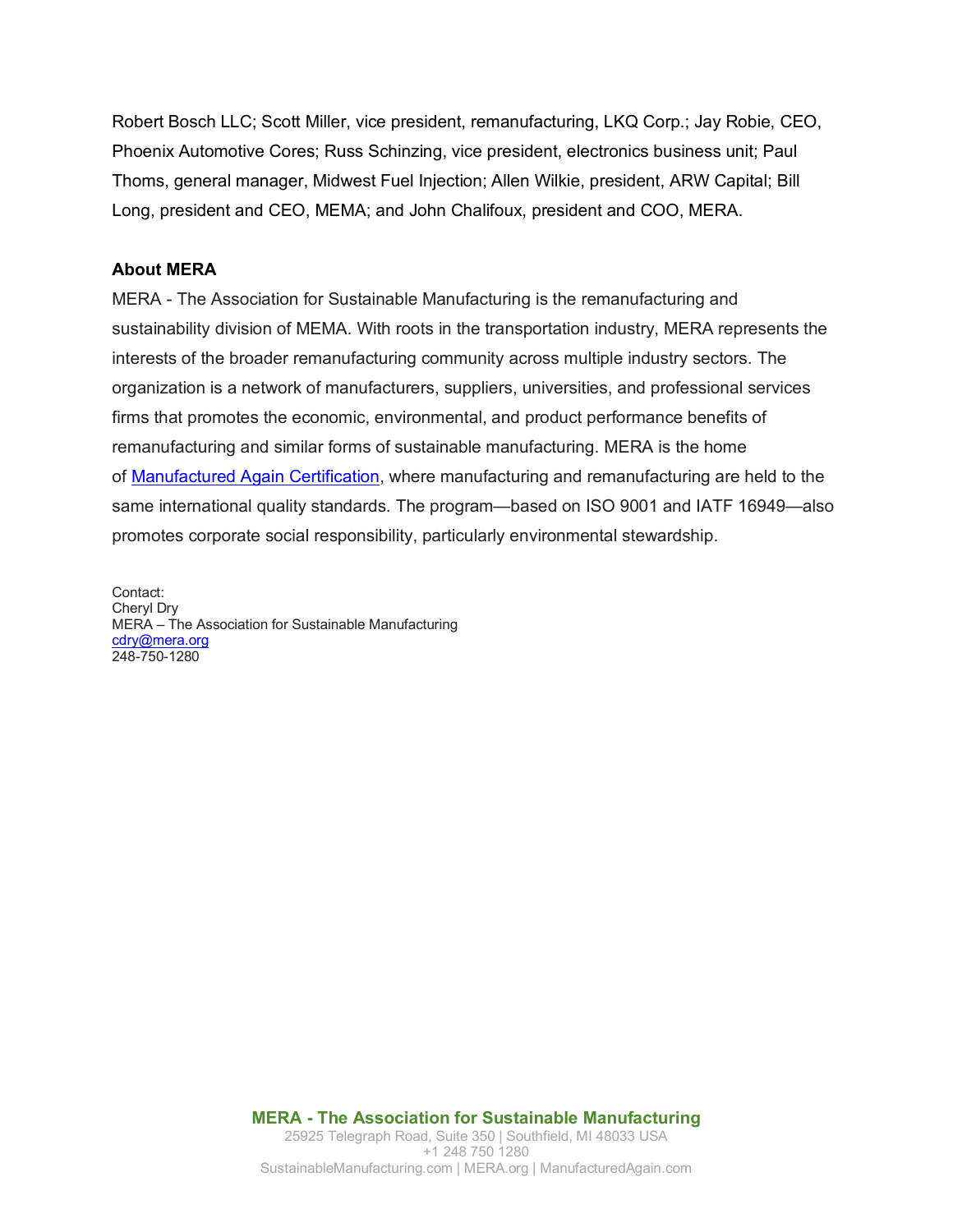Robert Bosch LLC; Scott Miller, vice president, remanufacturing, LKQ Corp.; Jay Robie, CEO, Phoenix Automotive Cores; Russ Schinzing, vice president, electronics business unit; Paul Thoms, general manager, Midwest Fuel Injection; Allen Wilkie, president, ARW Capital; Bill Long, president and CEO, MEMA; and John Chalifoux, president and COO, MERA.

**About MERA**

MERA - The Association for Sustainable Manufacturing is the remanufacturing and sustainability division of MEMA. With roots in the transportation industry, MERA represents the interests of the broader remanufacturing community across multiple industry sectors. The organization is a network of manufacturers, suppliers, universities, and professional services firms that promotes the economic, environmental, and product performance benefits of remanufacturing and similar forms of sustainable manufacturing. MERA is the home of Manufactured Again Certification, where manufacturing and remanufacturing are held to the same international quality standards. The program—based on ISO 9001 and IATF 16949—also promotes corporate social responsibility, particularly environmental stewardship.

Contact:
Cheryl Dry
MERA – The Association for Sustainable Manufacturing
cdry@mera.org
248-750-1280

**MERA - The Association for Sustainable Manufacturing**
25925 Telegraph Road, Suite 350 | Southfield, MI 48033 USA
+1 248 750 1280
SustainableManufacturing.com | MERA.org | ManufacturedAgain.com